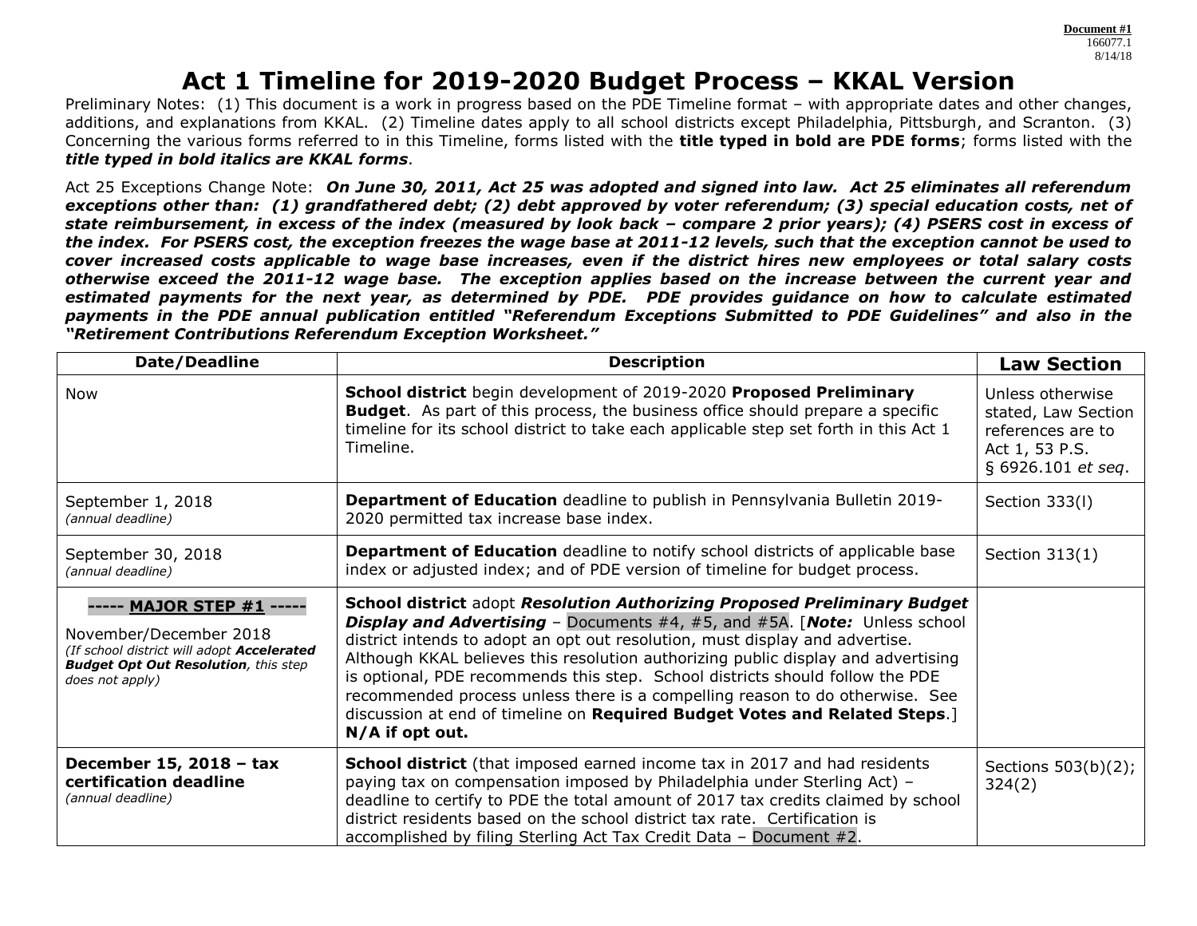Document #1
166077.1
8/14/18

# Act 1 Timeline for 2019-2020 Budget Process – KKAL Version

Preliminary Notes: (1) This document is a work in progress based on the PDE Timeline format – with appropriate dates and other changes, additions, and explanations from KKAL. (2) Timeline dates apply to all school districts except Philadelphia, Pittsburgh, and Scranton. (3) Concerning the various forms referred to in this Timeline, forms listed with the **title typed in bold are PDE forms**; forms listed with the ***title typed in bold italics are KKAL forms***.

Act 25 Exceptions Change Note: ***On June 30, 2011, Act 25 was adopted and signed into law. Act 25 eliminates all referendum exceptions other than: (1) grandfathered debt; (2) debt approved by voter referendum; (3) special education costs, net of state reimbursement, in excess of the index (measured by look back – compare 2 prior years); (4) PSERS cost in excess of the index. For PSERS cost, the exception freezes the wage base at 2011-12 levels, such that the exception cannot be used to cover increased costs applicable to wage base increases, even if the district hires new employees or total salary costs otherwise exceed the 2011-12 wage base. The exception applies based on the increase between the current year and estimated payments for the next year, as determined by PDE. PDE provides guidance on how to calculate estimated payments in the PDE annual publication entitled "Referendum Exceptions Submitted to PDE Guidelines" and also in the "Retirement Contributions Referendum Exception Worksheet."***

| Date/Deadline | Description | Law Section |
|---|---|---|
| Now | **School district** begin development of 2019-2020 **Proposed Preliminary Budget**. As part of this process, the business office should prepare a specific timeline for its school district to take each applicable step set forth in this Act 1 Timeline. | Unless otherwise stated, Law Section references are to Act 1, 53 P.S. § 6926.101 *et seq*. |
| September 1, 2018<br>*(annual deadline)* | **Department of Education** deadline to publish in Pennsylvania Bulletin 2019-2020 permitted tax increase base index. | Section 333(l) |
| September 30, 2018<br>*(annual deadline)* | **Department of Education** deadline to notify school districts of applicable base index or adjusted index; and of PDE version of timeline for budget process. | Section 313(1) |
| **----- MAJOR STEP #1 -----**<br>November/December 2018<br>*(If school district will adopt **Accelerated Budget Opt Out Resolution**, this step does not apply)* | **School district** adopt ***Resolution Authorizing Proposed Preliminary Budget Display and Advertising*** – Documents #4, #5, and #5A. [***Note:*** Unless school district intends to adopt an opt out resolution, must display and advertise. Although KKAL believes this resolution authorizing public display and advertising is optional, PDE recommends this step. School districts should follow the PDE recommended process unless there is a compelling reason to do otherwise. See discussion at end of timeline on **Required Budget Votes and Related Steps**.] **N/A if opt out.** | |
| **December 15, 2018 – tax certification deadline**<br>*(annual deadline)* | **School district** (that imposed earned income tax in 2017 and had residents paying tax on compensation imposed by Philadelphia under Sterling Act) – deadline to certify to PDE the total amount of 2017 tax credits claimed by school district residents based on the school district tax rate. Certification is accomplished by filing Sterling Act Tax Credit Data – Document #2. | Sections 503(b)(2); 324(2) |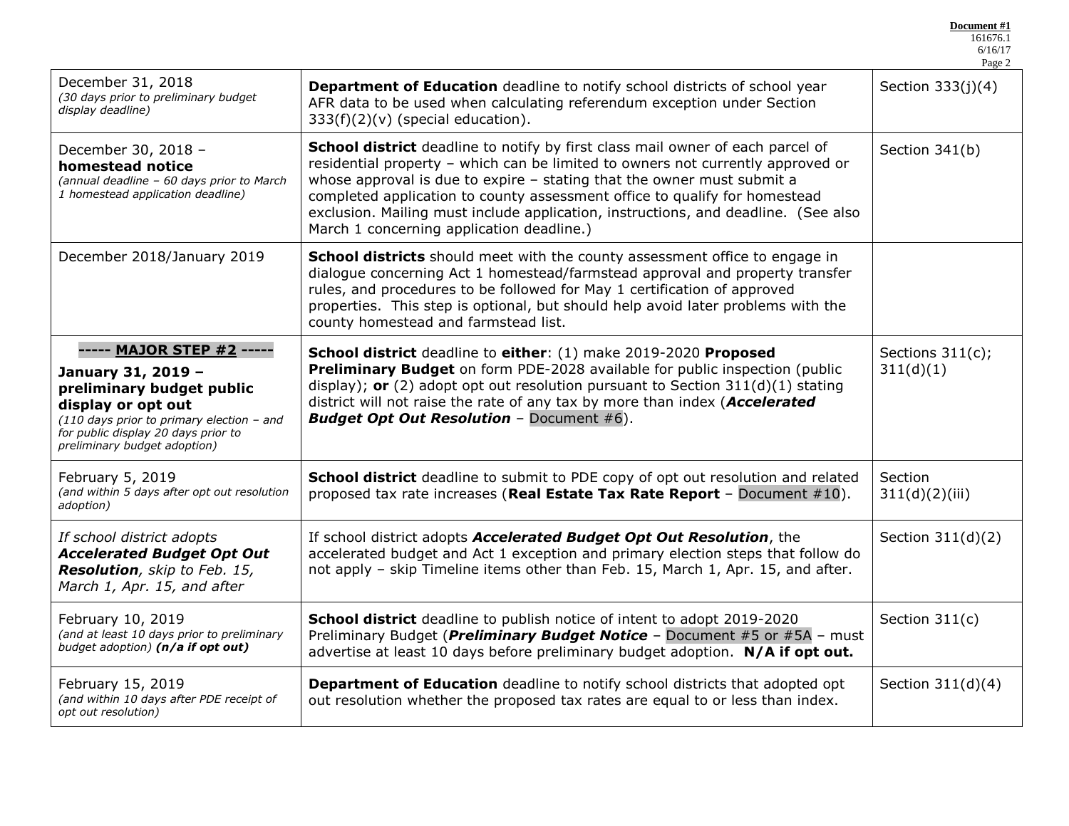| | | |
|---|---|---|
| December 31, 2018<br>*(30 days prior to preliminary budget display deadline)* | **Department of Education** deadline to notify school districts of school year AFR data to be used when calculating referendum exception under Section 333(f)(2)(v) (special education). | Section 333(j)(4) |
| December 30, 2018 –<br>**homestead notice**<br>*(annual deadline – 60 days prior to March 1 homestead application deadline)* | **School district** deadline to notify by first class mail owner of each parcel of residential property – which can be limited to owners not currently approved or whose approval is due to expire – stating that the owner must submit a completed application to county assessment office to qualify for homestead exclusion. Mailing must include application, instructions, and deadline. (See also March 1 concerning application deadline.) | Section 341(b) |
| December 2018/January 2019 | **School districts** should meet with the county assessment office to engage in dialogue concerning Act 1 homestead/farmstead approval and property transfer rules, and procedures to be followed for May 1 certification of approved properties. This step is optional, but should help avoid later problems with the county homestead and farmstead list. | |
| **----- MAJOR STEP #2 -----**<br>**January 31, 2019 – preliminary budget public display or opt out**<br>*(110 days prior to primary election – and for public display 20 days prior to preliminary budget adoption)* | **School district** deadline to **either**: (1) make 2019-2020 **Proposed Preliminary Budget** on form PDE-2028 available for public inspection (public display); **or** (2) adopt opt out resolution pursuant to Section 311(d)(1) stating district will not raise the rate of any tax by more than index (***Accelerated Budget Opt Out Resolution*** – Document #6). | Sections 311(c); 311(d)(1) |
| February 5, 2019<br>*(and within 5 days after opt out resolution adoption)* | **School district** deadline to submit to PDE copy of opt out resolution and related proposed tax rate increases (**Real Estate Tax Rate Report** – Document #10). | Section 311(d)(2)(iii) |
| *If school district adopts **Accelerated Budget Opt Out Resolution**, skip to Feb. 15, March 1, Apr. 15, and after* | If school district adopts ***Accelerated Budget Opt Out Resolution***, the accelerated budget and Act 1 exception and primary election steps that follow do not apply – skip Timeline items other than Feb. 15, March 1, Apr. 15, and after. | Section 311(d)(2) |
| February 10, 2019<br>*(and at least 10 days prior to preliminary budget adoption)* ***(n/a if opt out)*** | **School district** deadline to publish notice of intent to adopt 2019-2020 Preliminary Budget (***Preliminary Budget Notice*** – Document #5 or #5A – must advertise at least 10 days before preliminary budget adoption. **N/A if opt out.** | Section 311(c) |
| February 15, 2019<br>*(and within 10 days after PDE receipt of opt out resolution)* | **Department of Education** deadline to notify school districts that adopted opt out resolution whether the proposed tax rates are equal to or less than index. | Section 311(d)(4) |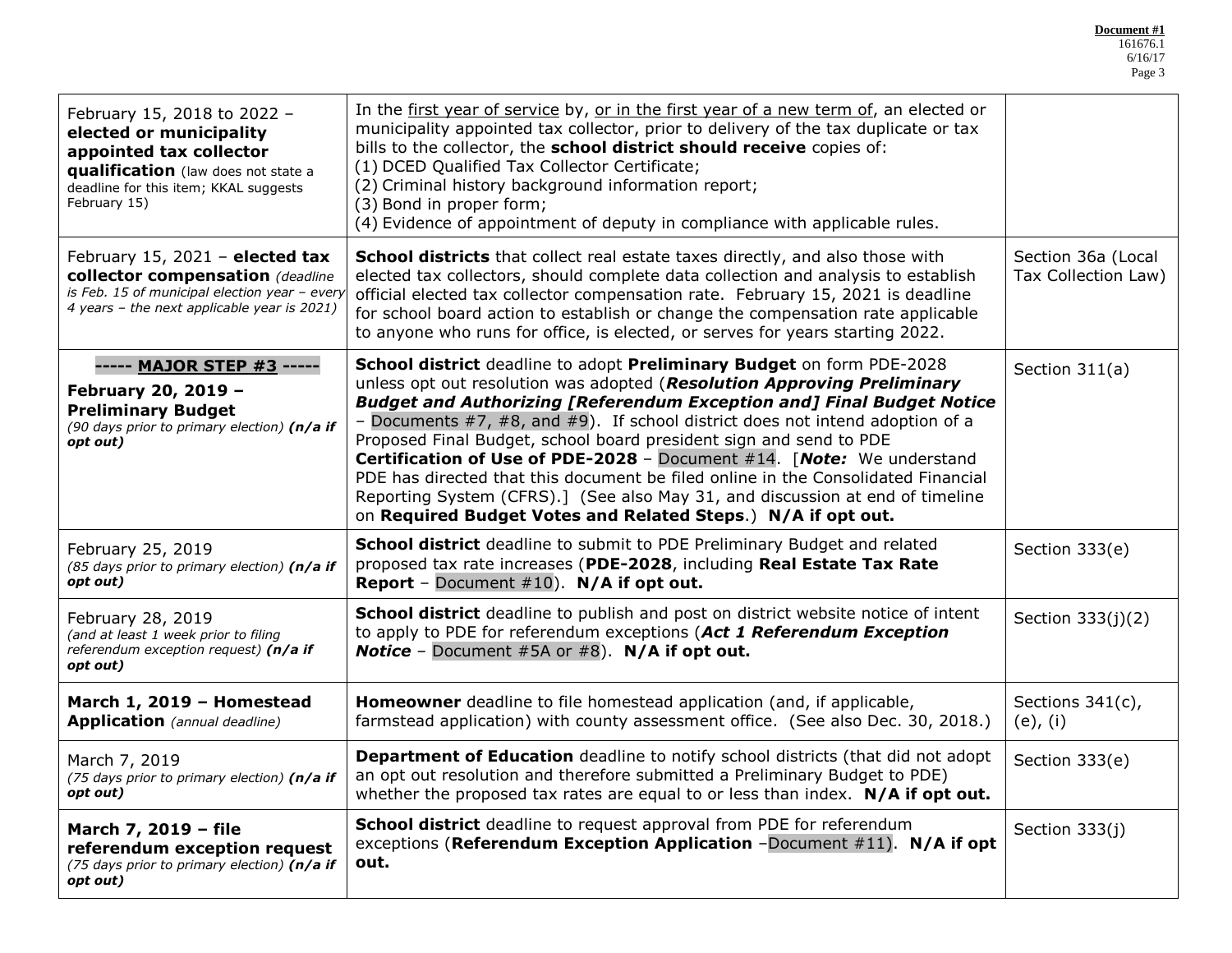| | | |
|---|---|---|
| February 15, 2018 to 2022 – **elected or municipality appointed tax collector qualification** (law does not state a deadline for this item; KKAL suggests February 15) | In the first year of service by, or in the first year of a new term of, an elected or municipality appointed tax collector, prior to delivery of the tax duplicate or tax bills to the collector, the **school district should receive** copies of:<br>(1) DCED Qualified Tax Collector Certificate;<br>(2) Criminal history background information report;<br>(3) Bond in proper form;<br>(4) Evidence of appointment of deputy in compliance with applicable rules. | |
| February 15, 2021 – **elected tax collector compensation** *(deadline is Feb. 15 of municipal election year – every 4 years – the next applicable year is 2021)* | **School districts** that collect real estate taxes directly, and also those with elected tax collectors, should complete data collection and analysis to establish official elected tax collector compensation rate. February 15, 2021 is deadline for school board action to establish or change the compensation rate applicable to anyone who runs for office, is elected, or serves for years starting 2022. | Section 36a (Local Tax Collection Law) |
| **----- MAJOR STEP #3 -----**<br>**February 20, 2019 – Preliminary Budget**<br>*(90 days prior to primary election)* ***(n/a if opt out)*** | **School district** deadline to adopt **Preliminary Budget** on form PDE-2028 unless opt out resolution was adopted (***Resolution Approving Preliminary Budget and Authorizing [Referendum Exception and] Final Budget Notice*** – Documents #7, #8, and #9). If school district does not intend adoption of a Proposed Final Budget, school board president sign and send to PDE **Certification of Use of PDE-2028** – Document #14. [***Note:*** We understand PDE has directed that this document be filed online in the Consolidated Financial Reporting System (CFRS).] (See also May 31, and discussion at end of timeline on **Required Budget Votes and Related Steps**.) **N/A if opt out.** | Section 311(a) |
| February 25, 2019<br>*(85 days prior to primary election)* ***(n/a if opt out)*** | **School district** deadline to submit to PDE Preliminary Budget and related proposed tax rate increases (**PDE-2028**, including **Real Estate Tax Rate Report** – Document #10). **N/A if opt out.** | Section 333(e) |
| February 28, 2019<br>*(and at least 1 week prior to filing referendum exception request)* ***(n/a if opt out)*** | **School district** deadline to publish and post on district website notice of intent to apply to PDE for referendum exceptions (***Act 1 Referendum Exception Notice*** – Document #5A or #8). **N/A if opt out.** | Section 333(j)(2) |
| **March 1, 2019 – Homestead Application** *(annual deadline)* | **Homeowner** deadline to file homestead application (and, if applicable, farmstead application) with county assessment office. (See also Dec. 30, 2018.) | Sections 341(c), (e), (i) |
| March 7, 2019<br>*(75 days prior to primary election)* ***(n/a if opt out)*** | **Department of Education** deadline to notify school districts (that did not adopt an opt out resolution and therefore submitted a Preliminary Budget to PDE) whether the proposed tax rates are equal to or less than index. **N/A if opt out.** | Section 333(e) |
| **March 7, 2019 – file referendum exception request**<br>*(75 days prior to primary election)* ***(n/a if opt out)*** | **School district** deadline to request approval from PDE for referendum exceptions (**Referendum Exception Application** –Document #11). **N/A if opt out.** | Section 333(j) |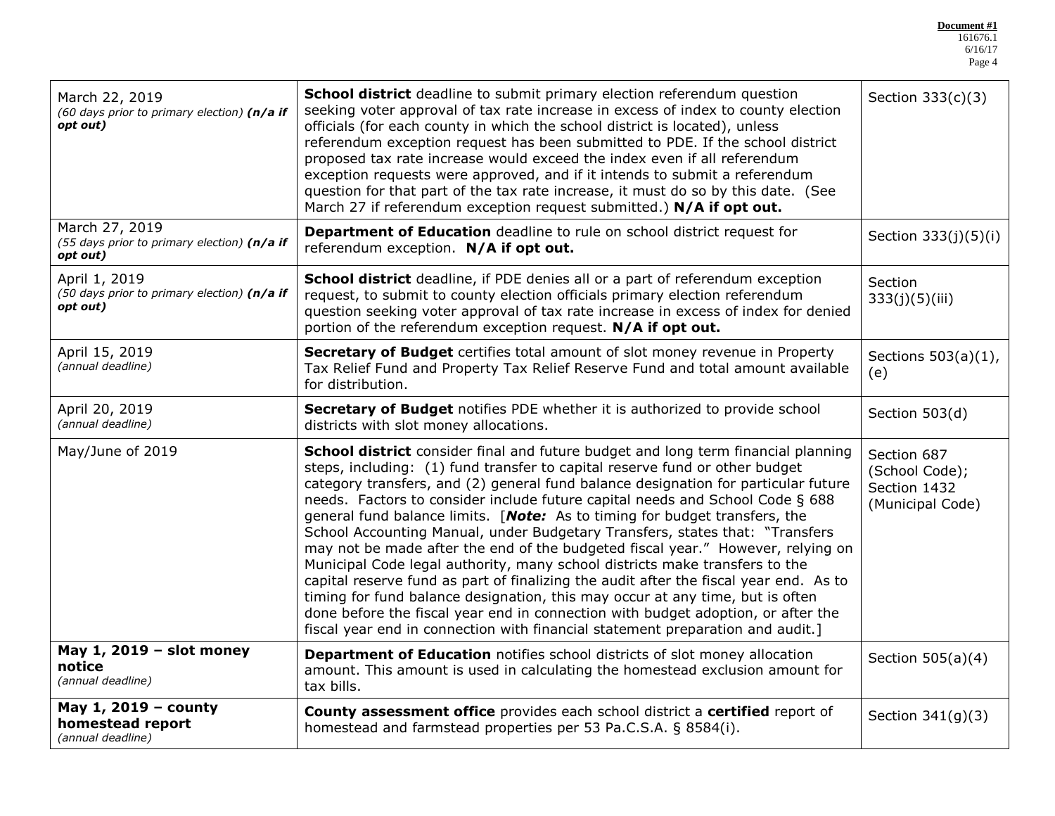| March 22, 2019<br>*(60 days prior to primary election)* ***(n/a if opt out)*** | **School district** deadline to submit primary election referendum question seeking voter approval of tax rate increase in excess of index to county election officials (for each county in which the school district is located), unless referendum exception request has been submitted to PDE. If the school district proposed tax rate increase would exceed the index even if all referendum exception requests were approved, and if it intends to submit a referendum question for that part of the tax rate increase, it must do so by this date. (See March 27 if referendum exception request submitted.) **N/A if opt out.** | Section 333(c)(3) |
|---|---|---|
| March 27, 2019<br>*(55 days prior to primary election)* ***(n/a if opt out)*** | **Department of Education** deadline to rule on school district request for referendum exception. **N/A if opt out.** | Section 333(j)(5)(i) |
| April 1, 2019<br>*(50 days prior to primary election)* ***(n/a if opt out)*** | **School district** deadline, if PDE denies all or a part of referendum exception request, to submit to county election officials primary election referendum question seeking voter approval of tax rate increase in excess of index for denied portion of the referendum exception request. **N/A if opt out.** | Section 333(j)(5)(iii) |
| April 15, 2019<br>*(annual deadline)* | **Secretary of Budget** certifies total amount of slot money revenue in Property Tax Relief Fund and Property Tax Relief Reserve Fund and total amount available for distribution. | Sections 503(a)(1), (e) |
| April 20, 2019<br>*(annual deadline)* | **Secretary of Budget** notifies PDE whether it is authorized to provide school districts with slot money allocations. | Section 503(d) |
| May/June of 2019 | **School district** consider final and future budget and long term financial planning steps, including: (1) fund transfer to capital reserve fund or other budget category transfers, and (2) general fund balance designation for particular future needs. Factors to consider include future capital needs and School Code § 688 general fund balance limits. [***Note:*** As to timing for budget transfers, the School Accounting Manual, under Budgetary Transfers, states that: "Transfers may not be made after the end of the budgeted fiscal year." However, relying on Municipal Code legal authority, many school districts make transfers to the capital reserve fund as part of finalizing the audit after the fiscal year end. As to timing for fund balance designation, this may occur at any time, but is often done before the fiscal year end in connection with budget adoption, or after the fiscal year end in connection with financial statement preparation and audit.] | Section 687 (School Code); Section 1432 (Municipal Code) |
| **May 1, 2019 – slot money notice**<br>*(annual deadline)* | **Department of Education** notifies school districts of slot money allocation amount. This amount is used in calculating the homestead exclusion amount for tax bills. | Section 505(a)(4) |
| **May 1, 2019 – county homestead report**<br>*(annual deadline)* | **County assessment office** provides each school district a **certified** report of homestead and farmstead properties per 53 Pa.C.S.A. § 8584(i). | Section 341(g)(3) |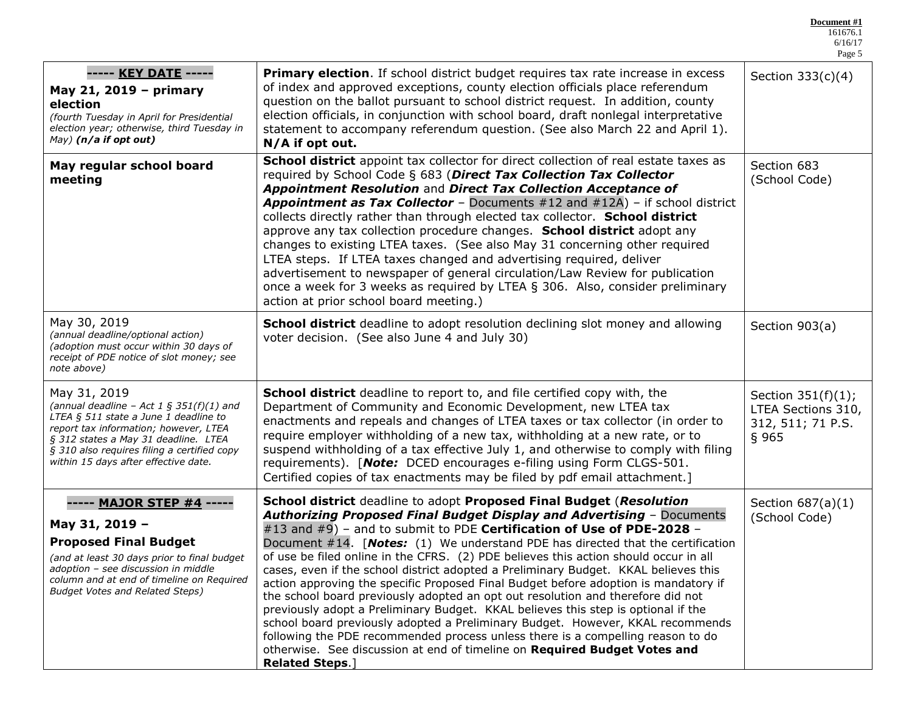**Document #1**
161676.1
6/16/17

| | | |
|---|---|---|
| **----- KEY DATE -----** **May 21, 2019 – primary election** *(fourth Tuesday in April for Presidential election year; otherwise, third Tuesday in May)* ***(n/a if opt out)*** | **Primary election**. If school district budget requires tax rate increase in excess of index and approved exceptions, county election officials place referendum question on the ballot pursuant to school district request. In addition, county election officials, in conjunction with school board, draft nonlegal interpretative statement to accompany referendum question. (See also March 22 and April 1). **N/A if opt out.** | Section 333(c)(4) |
| **May regular school board meeting** | **School district** appoint tax collector for direct collection of real estate taxes as required by School Code § 683 (***Direct Tax Collection Tax Collector Appointment Resolution*** and ***Direct Tax Collection Acceptance of Appointment as Tax Collector*** – Documents #12 and #12A) – if school district collects directly rather than through elected tax collector. **School district** approve any tax collection procedure changes. **School district** adopt any changes to existing LTEA taxes. (See also May 31 concerning other required LTEA steps. If LTEA taxes changed and advertising required, deliver advertisement to newspaper of general circulation/Law Review for publication once a week for 3 weeks as required by LTEA § 306. Also, consider preliminary action at prior school board meeting.) | Section 683 (School Code) |
| May 30, 2019 *(annual deadline/optional action) (adoption must occur within 30 days of receipt of PDE notice of slot money; see note above)* | **School district** deadline to adopt resolution declining slot money and allowing voter decision. (See also June 4 and July 30) | Section 903(a) |
| May 31, 2019 *(annual deadline – Act 1 § 351(f)(1) and LTEA § 511 state a June 1 deadline to report tax information; however, LTEA § 312 states a May 31 deadline. LTEA § 310 also requires filing a certified copy within 15 days after effective date.* | **School district** deadline to report to, and file certified copy with, the Department of Community and Economic Development, new LTEA tax enactments and repeals and changes of LTEA taxes or tax collector (in order to require employer withholding of a new tax, withholding at a new rate, or to suspend withholding of a tax effective July 1, and otherwise to comply with filing requirements). [***Note:*** DCED encourages e-filing using Form CLGS-501. Certified copies of tax enactments may be filed by pdf email attachment.] | Section 351(f)(1); LTEA Sections 310, 312, 511; 71 P.S. § 965 |
| **----- MAJOR STEP #4 -----** **May 31, 2019 – Proposed Final Budget** *(and at least 30 days prior to final budget adoption – see discussion in middle column and at end of timeline on Required Budget Votes and Related Steps)* | **School district** deadline to adopt **Proposed Final Budget** (***Resolution Authorizing Proposed Final Budget Display and Advertising*** – Documents #13 and #9) – and to submit to PDE **Certification of Use of PDE-2028** – Document #14. [***Notes:*** (1) We understand PDE has directed that the certification of use be filed online in the CFRS. (2) PDE believes this action should occur in all cases, even if the school district adopted a Preliminary Budget. KKAL believes this action approving the specific Proposed Final Budget before adoption is mandatory if the school board previously adopted an opt out resolution and therefore did not previously adopt a Preliminary Budget. KKAL believes this step is optional if the school board previously adopted a Preliminary Budget. However, KKAL recommends following the PDE recommended process unless there is a compelling reason to do otherwise. See discussion at end of timeline on **Required Budget Votes and Related Steps**.] | Section 687(a)(1) (School Code) |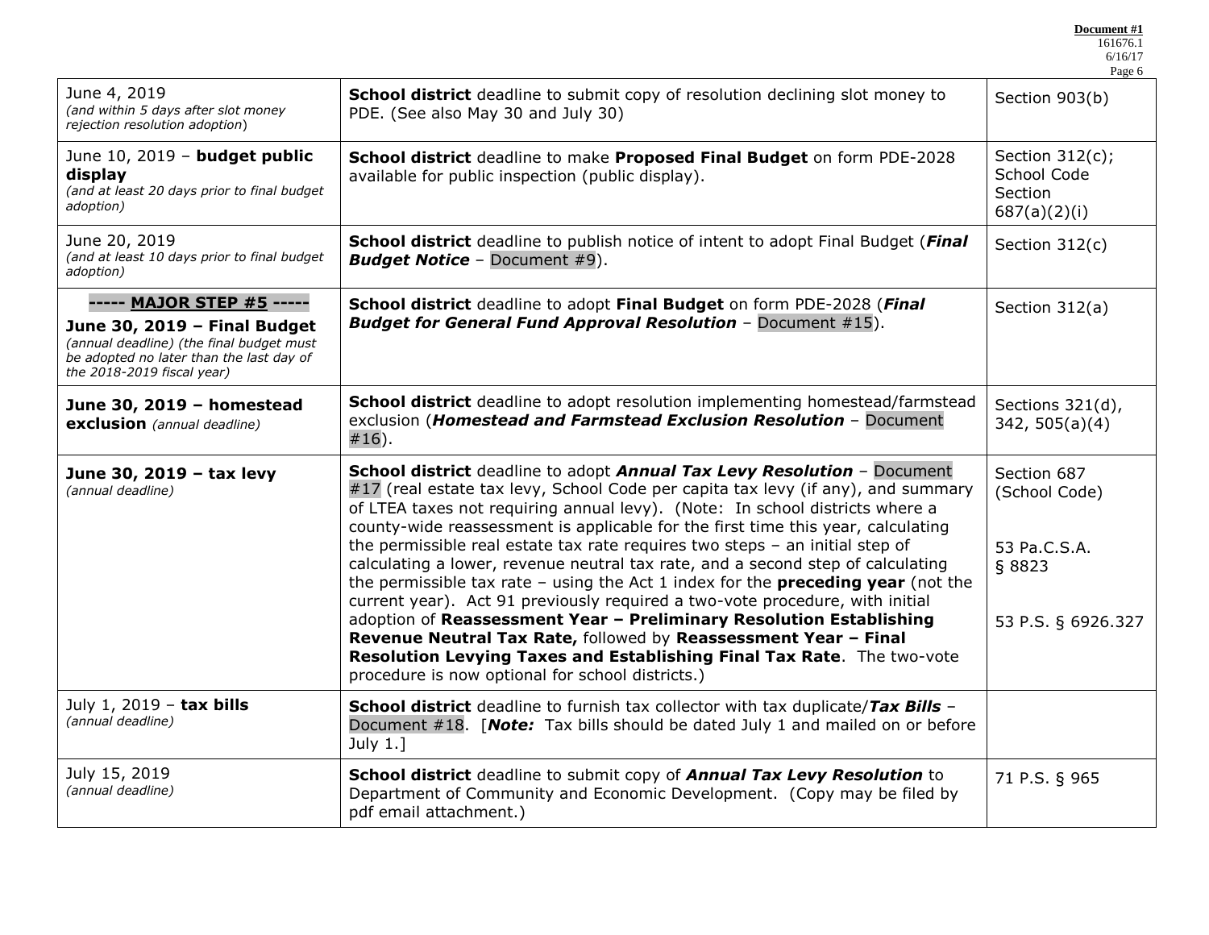| | | |
|---|---|---|
| June 4, 2019 *(and within 5 days after slot money rejection resolution adoption)* | **School district** deadline to submit copy of resolution declining slot money to PDE. (See also May 30 and July 30) | Section 903(b) |
| June 10, 2019 – **budget public display** *(and at least 20 days prior to final budget adoption)* | **School district** deadline to make **Proposed Final Budget** on form PDE-2028 available for public inspection (public display). | Section 312(c); School Code Section 687(a)(2)(i) |
| June 20, 2019 *(and at least 10 days prior to final budget adoption)* | **School district** deadline to publish notice of intent to adopt Final Budget (***Final Budget Notice*** – Document #9). | Section 312(c) |
| **----- MAJOR STEP #5 -----** **June 30, 2019 – Final Budget** *(annual deadline) (the final budget must be adopted no later than the last day of the 2018-2019 fiscal year)* | **School district** deadline to adopt **Final Budget** on form PDE-2028 (***Final Budget for General Fund Approval Resolution*** – Document #15). | Section 312(a) |
| **June 30, 2019 – homestead exclusion** *(annual deadline)* | **School district** deadline to adopt resolution implementing homestead/farmstead exclusion (***Homestead and Farmstead Exclusion Resolution*** – Document #16). | Sections 321(d), 342, 505(a)(4) |
| **June 30, 2019 – tax levy** *(annual deadline)* | **School district** deadline to adopt ***Annual Tax Levy Resolution*** – Document #17 (real estate tax levy, School Code per capita tax levy (if any), and summary of LTEA taxes not requiring annual levy). (Note: In school districts where a county-wide reassessment is applicable for the first time this year, calculating the permissible real estate tax rate requires two steps – an initial step of calculating a lower, revenue neutral tax rate, and a second step of calculating the permissible tax rate – using the Act 1 index for the **preceding year** (not the current year). Act 91 previously required a two-vote procedure, with initial adoption of **Reassessment Year – Preliminary Resolution Establishing Revenue Neutral Tax Rate,** followed by **Reassessment Year – Final Resolution Levying Taxes and Establishing Final Tax Rate**. The two-vote procedure is now optional for school districts.) | Section 687 (School Code)<br><br>53 Pa.C.S.A. § 8823<br><br>53 P.S. § 6926.327 |
| July 1, 2019 – **tax bills** *(annual deadline)* | **School district** deadline to furnish tax collector with tax duplicate/***Tax Bills*** – Document #18. [***Note:*** Tax bills should be dated July 1 and mailed on or before July 1.] | |
| July 15, 2019 *(annual deadline)* | **School district** deadline to submit copy of ***Annual Tax Levy Resolution*** to Department of Community and Economic Development. (Copy may be filed by pdf email attachment.) | 71 P.S. § 965 |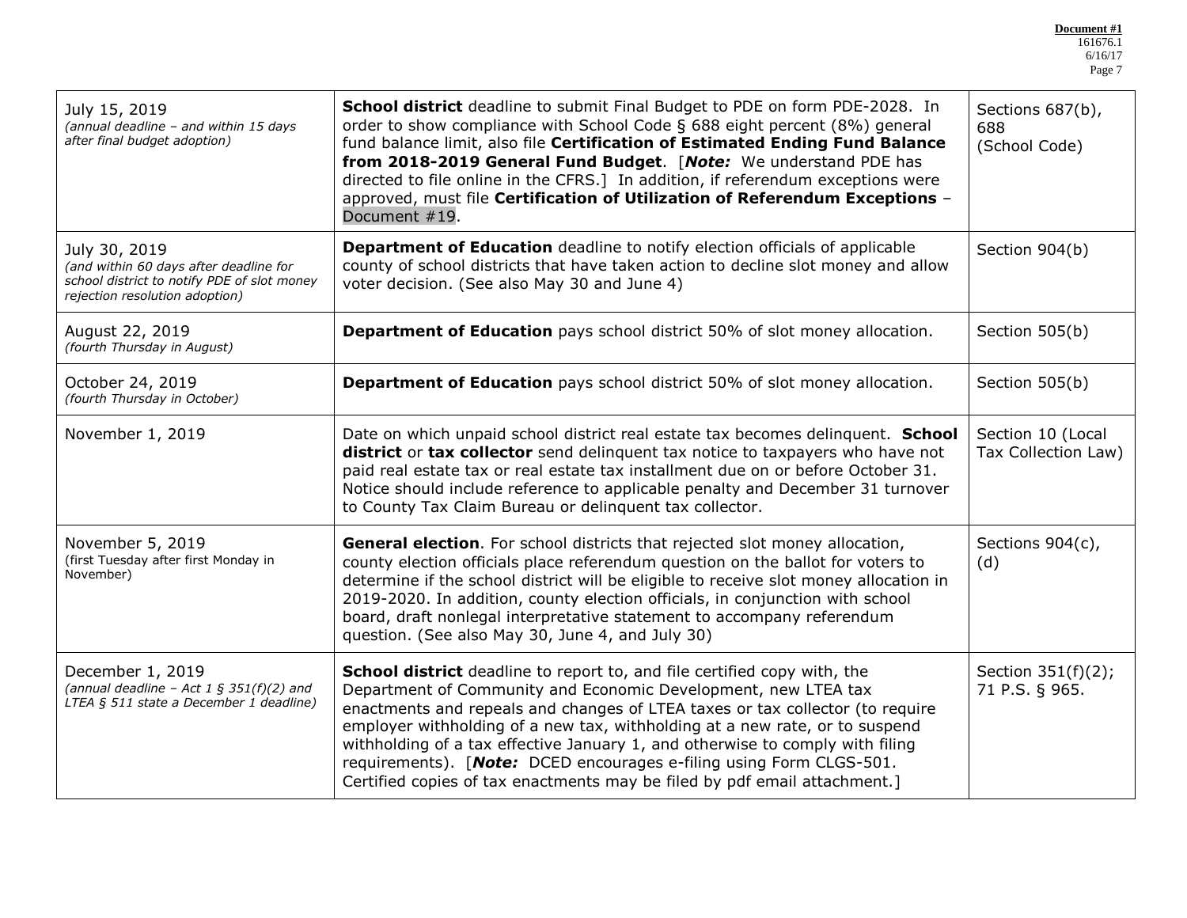| July 15, 2019 *(annual deadline – and within 15 days after final budget adoption)* | **School district** deadline to submit Final Budget to PDE on form PDE-2028. In order to show compliance with School Code § 688 eight percent (8%) general fund balance limit, also file **Certification of Estimated Ending Fund Balance from 2018-2019 General Fund Budget**. [***Note:*** We understand PDE has directed to file online in the CFRS.] In addition, if referendum exceptions were approved, must file **Certification of Utilization of Referendum Exceptions** – Document #19. | Sections 687(b), 688 (School Code) |
|---|---|---|
| July 30, 2019 *(and within 60 days after deadline for school district to notify PDE of slot money rejection resolution adoption)* | **Department of Education** deadline to notify election officials of applicable county of school districts that have taken action to decline slot money and allow voter decision. (See also May 30 and June 4) | Section 904(b) |
| August 22, 2019 *(fourth Thursday in August)* | **Department of Education** pays school district 50% of slot money allocation. | Section 505(b) |
| October 24, 2019 *(fourth Thursday in October)* | **Department of Education** pays school district 50% of slot money allocation. | Section 505(b) |
| November 1, 2019 | Date on which unpaid school district real estate tax becomes delinquent. **School district** or **tax collector** send delinquent tax notice to taxpayers who have not paid real estate tax or real estate tax installment due on or before October 31. Notice should include reference to applicable penalty and December 31 turnover to County Tax Claim Bureau or delinquent tax collector. | Section 10 (Local Tax Collection Law) |
| November 5, 2019 (first Tuesday after first Monday in November) | **General election**. For school districts that rejected slot money allocation, county election officials place referendum question on the ballot for voters to determine if the school district will be eligible to receive slot money allocation in 2019-2020. In addition, county election officials, in conjunction with school board, draft nonlegal interpretative statement to accompany referendum question. (See also May 30, June 4, and July 30) | Sections 904(c), (d) |
| December 1, 2019 *(annual deadline – Act 1 § 351(f)(2) and LTEA § 511 state a December 1 deadline)* | **School district** deadline to report to, and file certified copy with, the Department of Community and Economic Development, new LTEA tax enactments and repeals and changes of LTEA taxes or tax collector (to require employer withholding of a new tax, withholding at a new rate, or to suspend withholding of a tax effective January 1, and otherwise to comply with filing requirements). [***Note:*** DCED encourages e-filing using Form CLGS-501. Certified copies of tax enactments may be filed by pdf email attachment.] | Section 351(f)(2); 71 P.S. § 965. |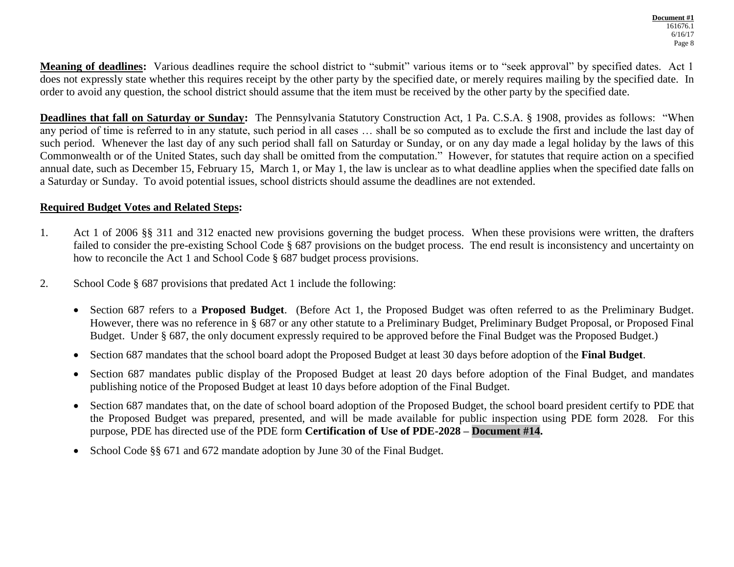**Meaning of deadlines:** Various deadlines require the school district to "submit" various items or to "seek approval" by specified dates. Act 1 does not expressly state whether this requires receipt by the other party by the specified date, or merely requires mailing by the specified date. In order to avoid any question, the school district should assume that the item must be received by the other party by the specified date.

**Deadlines that fall on Saturday or Sunday:** The Pennsylvania Statutory Construction Act, 1 Pa. C.S.A. § 1908, provides as follows: "When any period of time is referred to in any statute, such period in all cases … shall be so computed as to exclude the first and include the last day of such period. Whenever the last day of any such period shall fall on Saturday or Sunday, or on any day made a legal holiday by the laws of this Commonwealth or of the United States, such day shall be omitted from the computation." However, for statutes that require action on a specified annual date, such as December 15, February 15, March 1, or May 1, the law is unclear as to what deadline applies when the specified date falls on a Saturday or Sunday. To avoid potential issues, school districts should assume the deadlines are not extended.

**Required Budget Votes and Related Steps:**

1. Act 1 of 2006 §§ 311 and 312 enacted new provisions governing the budget process. When these provisions were written, the drafters failed to consider the pre-existing School Code § 687 provisions on the budget process. The end result is inconsistency and uncertainty on how to reconcile the Act 1 and School Code § 687 budget process provisions.

2. School Code § 687 provisions that predated Act 1 include the following:

   - Section 687 refers to a **Proposed Budget**. (Before Act 1, the Proposed Budget was often referred to as the Preliminary Budget. However, there was no reference in § 687 or any other statute to a Preliminary Budget, Preliminary Budget Proposal, or Proposed Final Budget. Under § 687, the only document expressly required to be approved before the Final Budget was the Proposed Budget.)
   - Section 687 mandates that the school board adopt the Proposed Budget at least 30 days before adoption of the **Final Budget**.
   - Section 687 mandates public display of the Proposed Budget at least 20 days before adoption of the Final Budget, and mandates publishing notice of the Proposed Budget at least 10 days before adoption of the Final Budget.
   - Section 687 mandates that, on the date of school board adoption of the Proposed Budget, the school board president certify to PDE that the Proposed Budget was prepared, presented, and will be made available for public inspection using PDE form 2028. For this purpose, PDE has directed use of the PDE form **Certification of Use of PDE-2028 – Document #14.**
   - School Code §§ 671 and 672 mandate adoption by June 30 of the Final Budget.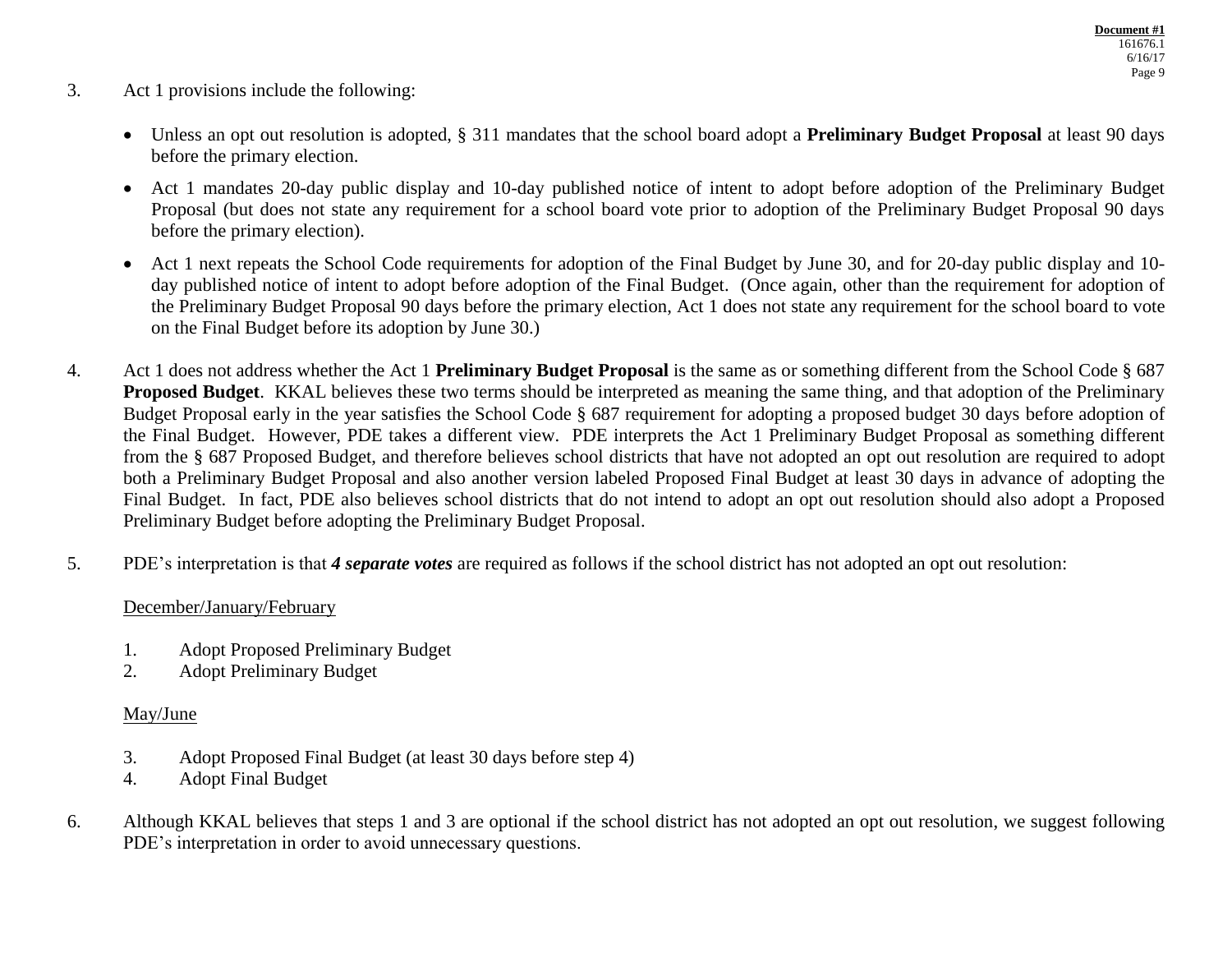3. Act 1 provisions include the following:

   - Unless an opt out resolution is adopted, § 311 mandates that the school board adopt a **Preliminary Budget Proposal** at least 90 days before the primary election.
   - Act 1 mandates 20-day public display and 10-day published notice of intent to adopt before adoption of the Preliminary Budget Proposal (but does not state any requirement for a school board vote prior to adoption of the Preliminary Budget Proposal 90 days before the primary election).
   - Act 1 next repeats the School Code requirements for adoption of the Final Budget by June 30, and for 20-day public display and 10-day published notice of intent to adopt before adoption of the Final Budget. (Once again, other than the requirement for adoption of the Preliminary Budget Proposal 90 days before the primary election, Act 1 does not state any requirement for the school board to vote on the Final Budget before its adoption by June 30.)

4. Act 1 does not address whether the Act 1 **Preliminary Budget Proposal** is the same as or something different from the School Code § 687 **Proposed Budget**. KKAL believes these two terms should be interpreted as meaning the same thing, and that adoption of the Preliminary Budget Proposal early in the year satisfies the School Code § 687 requirement for adopting a proposed budget 30 days before adoption of the Final Budget. However, PDE takes a different view. PDE interprets the Act 1 Preliminary Budget Proposal as something different from the § 687 Proposed Budget, and therefore believes school districts that have not adopted an opt out resolution are required to adopt both a Preliminary Budget Proposal and also another version labeled Proposed Final Budget at least 30 days in advance of adopting the Final Budget. In fact, PDE also believes school districts that do not intend to adopt an opt out resolution should also adopt a Proposed Preliminary Budget before adopting the Preliminary Budget Proposal.

5. PDE's interpretation is that ***4 separate votes*** are required as follows if the school district has not adopted an opt out resolution:

   December/January/February

   1. Adopt Proposed Preliminary Budget
   2. Adopt Preliminary Budget

   May/June

   3. Adopt Proposed Final Budget (at least 30 days before step 4)
   4. Adopt Final Budget

6. Although KKAL believes that steps 1 and 3 are optional if the school district has not adopted an opt out resolution, we suggest following PDE's interpretation in order to avoid unnecessary questions.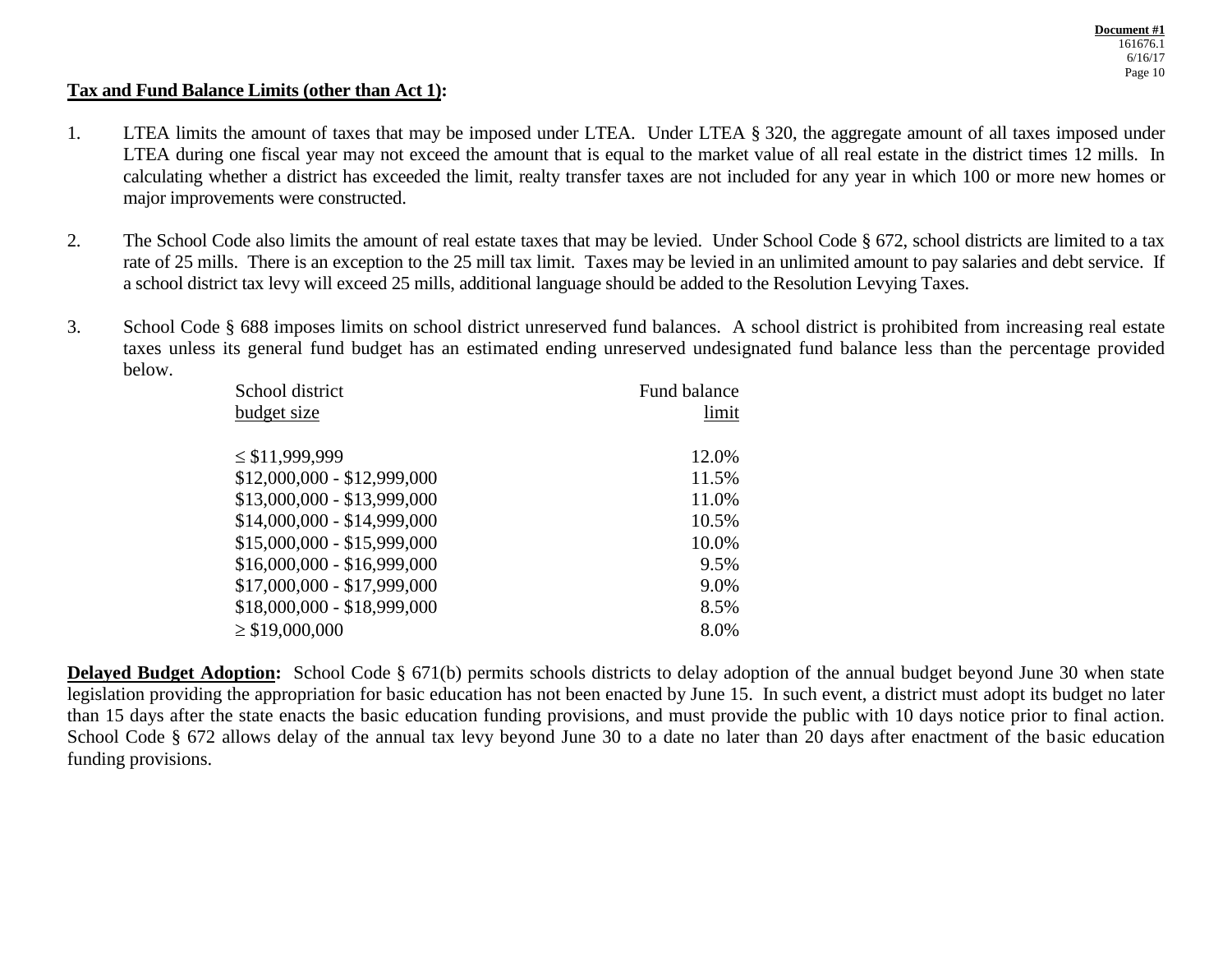**Tax and Fund Balance Limits (other than Act 1):**

1. LTEA limits the amount of taxes that may be imposed under LTEA. Under LTEA § 320, the aggregate amount of all taxes imposed under LTEA during one fiscal year may not exceed the amount that is equal to the market value of all real estate in the district times 12 mills. In calculating whether a district has exceeded the limit, realty transfer taxes are not included for any year in which 100 or more new homes or major improvements were constructed.

2. The School Code also limits the amount of real estate taxes that may be levied. Under School Code § 672, school districts are limited to a tax rate of 25 mills. There is an exception to the 25 mill tax limit. Taxes may be levied in an unlimited amount to pay salaries and debt service. If a school district tax levy will exceed 25 mills, additional language should be added to the Resolution Levying Taxes.

3. School Code § 688 imposes limits on school district unreserved fund balances. A school district is prohibited from increasing real estate taxes unless its general fund budget has an estimated ending unreserved undesignated fund balance less than the percentage provided below.

| School district budget size | Fund balance limit |
|---|---|
| ≤ $11,999,999 | 12.0% |
| $12,000,000 - $12,999,000 | 11.5% |
| $13,000,000 - $13,999,000 | 11.0% |
| $14,000,000 - $14,999,000 | 10.5% |
| $15,000,000 - $15,999,000 | 10.0% |
| $16,000,000 - $16,999,000 | 9.5% |
| $17,000,000 - $17,999,000 | 9.0% |
| $18,000,000 - $18,999,000 | 8.5% |
| ≥ $19,000,000 | 8.0% |

**Delayed Budget Adoption:** School Code § 671(b) permits schools districts to delay adoption of the annual budget beyond June 30 when state legislation providing the appropriation for basic education has not been enacted by June 15. In such event, a district must adopt its budget no later than 15 days after the state enacts the basic education funding provisions, and must provide the public with 10 days notice prior to final action. School Code § 672 allows delay of the annual tax levy beyond June 30 to a date no later than 20 days after enactment of the basic education funding provisions.